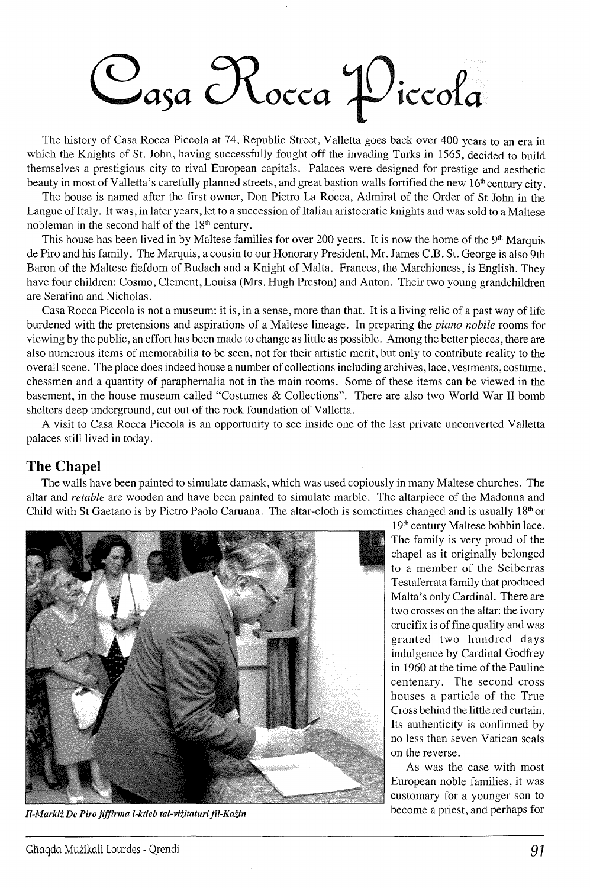# Casa Rocca Piccola

The history of Casa Rocca Piccola at 74, Republic Street, Valletta goes back over 400 years to an era in which the Knights of St. John, having successfully fought off the invading Turks in 1565, decided to build themselves a prestigious city to rival European capitals. Palaces were designed for prestige and aesthetic beauty in most of Valletta's carefully planned streets, and great bastion walls fortified the new 16th century city.

The house is named after the first owner, Don Pietro La Rocca, Admiral of the Order of St John in the Langue of Italy. It was, in later years, let to a succession of Italian aristocratic knights and was sold to a Maltese nobleman in the second half of the 18th century.

This house has been lived in by Maltese families for over 200 years. It is now the home of the 9th Marquis de Piro and his family. The Marquis, a cousin to our Honorary President, Mr. James C.B. St. George is also 9th Baron of the Maltese fiefdom of Budach and a Knight of Malta. Frances, the Marchioness, is English. They have four children: Cosmo, Clement, Louisa (Mrs. Hugh Preston) and Anton. Their two young grandchildren are Serafina and Nicholas.

Casa Rocca Piccola is not a museum: it is, in a sense, more than that. It is a living relic of a past way of life burdened with the pretensions and aspirations of a Maltese lineage. In preparing the *piano nobile* rooms for viewing by the public, an effort has been made to change as little as possible. Among the better pieces, there are also numerous items of memorabilia to be seen, not for their artistic merit, but only to contribute reality to the overall scene. The place does indeed house a number of collections including archives, lace, vestments, costume, chessmen and a quantity of paraphernalia not in the main rooms. Some of these items can be viewed in the basement, in the house museum called "Costumes & Collections". There are also two World War II bomb shelters deep underground, cut out of the rock foundation of Valletta.

A visit to Casa Rocca Piccola is an opportunity to see inside one of the last private unconverted Valletta palaces still lived in today.

## The Chapel

The walls have been painted to simulate damask, which was used copiously in many Maltese churches. The altar and *retable* are wooden and have been painted to simulate marble. The altarpiece of the Madonna and Child with St Gaetano is by Pietro Paolo Caruana. The altar-cloth is sometimes changed and is usually 18th or 19th century Maltese bobbin lace. The family is very proud of the chapel as it originally belonged to a member of the Sciberras Testaferrata family that produced Malta's only Cardinal. There are two crosses on the altar: the ivory crucifix is of fine quality and was granted two hundred days indulgence by Cardinal Godfrey in 1960 at the time of the Pauline centenary. The second cross houses a particle of the True Cross behind the little red curtain. Its authenticity is confirmed by no less than seven Vatican seals on the reverse.

*Il-Markiż De Piro jiffirma l-ktieb tal-viżitaturi fil-Każin*

As was the case with most European noble families, it was customary for a younger son to become a priest, and perhaps for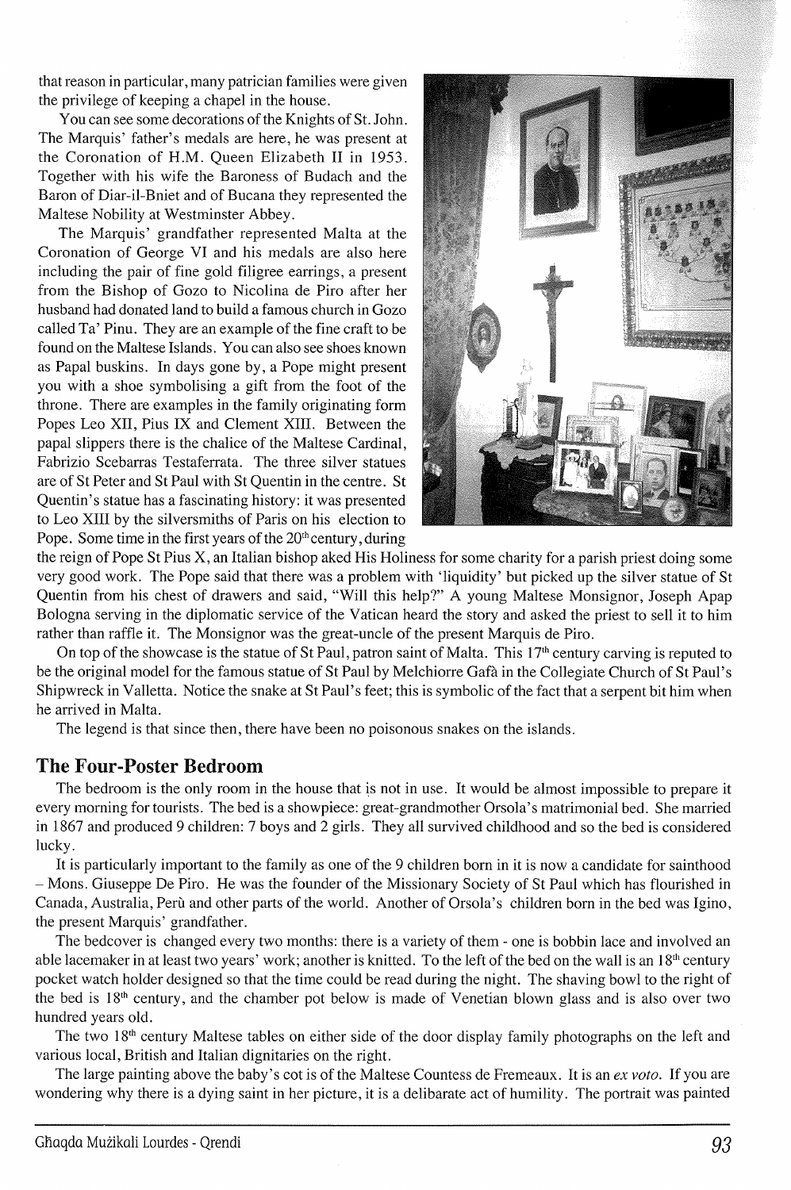that reason in particular, many patrician families were given the privilege of keeping a chapel in the house.

You can see some decorations of the Knights of St. John. The Marquis' father's medals are here, he was present at the Coronation of H.M. Queen Elizabeth II in 1953. Together with his wife the Baroness of Budach and the Baron of Diar-il-Bniet and of Bucana they represented the Maltese Nobility at Westminster Abbey.

The Marquis' grandfather represented Malta at the Coronation of George VI and his medals are also here including the pair of fine gold filigree earrings, a present from the Bishop of Gozo to Nicolina de Piro after her husband had donated land to build a famous church in Gozo called Ta' Pinu. They are an example of the fine craft to be found on the Maltese Islands. You can also see shoes known as Papal buskins. In days gone by, a Pope might present you with a shoe symbolising a gift from the foot of the throne. There are examples in the family originating form Popes Leo XII, Pius IX and Clement XIII. Between the papal slippers there is the chalice of the Maltese Cardinal, Fabrizio Scebarras Testaferrata. The three silver statues are of St Peter and St Paul with St Quentin in the centre. St Quentin's statue has a fascinating history: it was presented to Leo XIII by the silversmiths of Paris on his election to Pope. Some time in the first years of the 20th century, during the reign of Pope St Pius X, an Italian bishop aked His Holiness for some charity for a parish priest doing some very good work. The Pope said that there was a problem with 'liquidity' but picked up the silver statue of St Quentin from his chest of drawers and said, "Will this help?" A young Maltese Monsignor, Joseph Apap Bologna serving in the diplomatic service of the Vatican heard the story and asked the priest to sell it to him rather than raffle it. The Monsignor was the great-uncle of the present Marquis de Piro.

On top of the showcase is the statue of St Paul, patron saint of Malta. This 17th century carving is reputed to be the original model for the famous statue of St Paul by Melchiorre Gafà in the Collegiate Church of St Paul's Shipwreck in Valletta. Notice the snake at St Paul's feet; this is symbolic of the fact that a serpent bit him when he arrived in Malta.

The legend is that since then, there have been no poisonous snakes on the islands.

## The Four-Poster Bedroom

The bedroom is the only room in the house that is not in use. It would be almost impossible to prepare it every morning for tourists. The bed is a showpiece: great-grandmother Orsola's matrimonial bed. She married in 1867 and produced 9 children: 7 boys and 2 girls. They all survived childhood and so the bed is considered lucky.

It is particularly important to the family as one of the 9 children born in it is now a candidate for sainthood – Mons. Giuseppe De Piro. He was the founder of the Missionary Society of St Paul which has flourished in Canada, Australia, Perù and other parts of the world. Another of Orsola's children born in the bed was Igino, the present Marquis' grandfather.

The bedcover is changed every two months: there is a variety of them - one is bobbin lace and involved an able lacemaker in at least two years' work; another is knitted. To the left of the bed on the wall is an 18th century pocket watch holder designed so that the time could be read during the night. The shaving bowl to the right of the bed is 18th century, and the chamber pot below is made of Venetian blown glass and is also over two hundred years old.

The two 18th century Maltese tables on either side of the door display family photographs on the left and various local, British and Italian dignitaries on the right.

The large painting above the baby's cot is of the Maltese Countess de Fremeaux. It is an *ex voto.* If you are wondering why there is a dying saint in her picture, it is a delibarate act of humility. The portrait was painted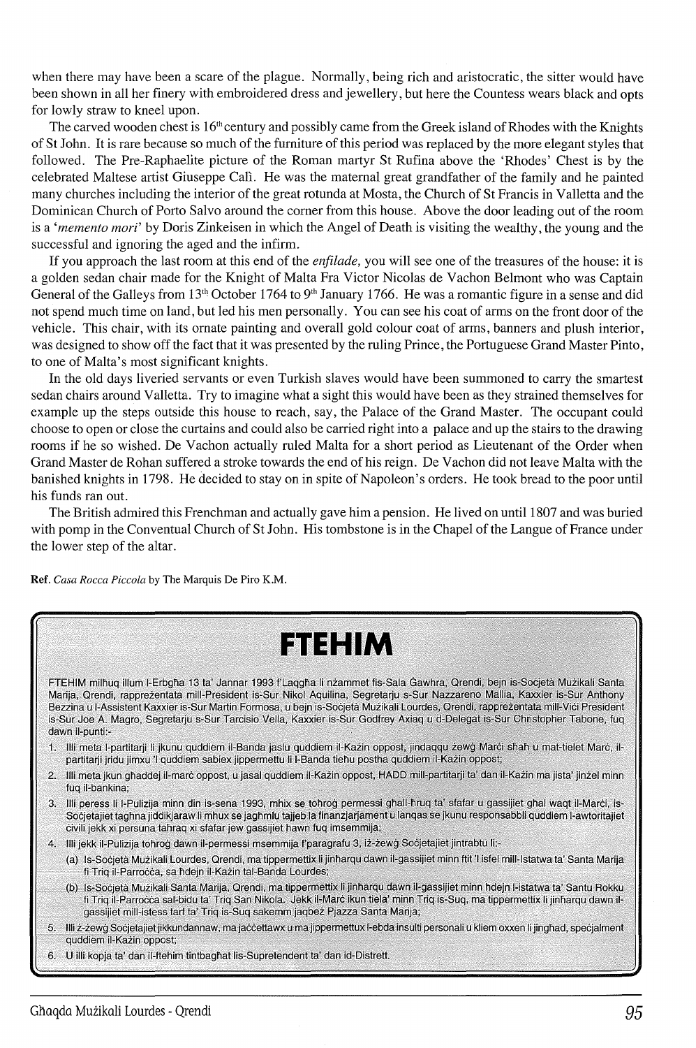when there may have been a scare of the plague. Normally, being rich and aristocratic, the sitter would have been shown in all her finery with embroidered dress and jewellery, but here the Countess wears black and opts for lowly straw to kneel upon.

The carved wooden chest is 16th century and possibly came from the Greek island of Rhodes with the Knights of St John. It is rare because so much of the furniture of this period was replaced by the more elegant styles that followed. The Pre-Raphaelite picture of the Roman martyr St Rufina above the 'Rhodes' Chest is by the celebrated Maltese artist Giuseppe Calì. He was the maternal great grandfather of the family and he painted many churches including the interior of the great rotunda at Mosta, the Church of St Francis in Valletta and the Dominican Church of Porto Salvo around the corner from this house. Above the door leading out of the room is a '*memento mori*' by Doris Zinkeisen in which the Angel of Death is visiting the wealthy, the young and the successful and ignoring the aged and the infirm.

If you approach the last room at this end of the *enfilade,* you will see one of the treasures of the house: it is a golden sedan chair made for the Knight of Malta Fra Victor Nicolas de Vachon Belmont who was Captain General of the Galleys from 13th October 1764 to 9th January 1766. He was a romantic figure in a sense and did not spend much time on land, but led his men personally. You can see his coat of arms on the front door of the vehicle. This chair, with its ornate painting and overall gold colour coat of arms, banners and plush interior, was designed to show off the fact that it was presented by the ruling Prince, the Portuguese Grand Master Pinto, to one of Malta's most significant knights.

In the old days liveried servants or even Turkish slaves would have been summoned to carry the smartest sedan chairs around Valletta. Try to imagine what a sight this would have been as they strained themselves for example up the steps outside this house to reach, say, the Palace of the Grand Master. The occupant could choose to open or close the curtains and could also be carried right into a palace and up the stairs to the drawing rooms if he so wished. De Vachon actually ruled Malta for a short period as Lieutenant of the Order when Grand Master de Rohan suffered a stroke towards the end of his reign. De Vachon did not leave Malta with the banished knights in 1798. He decided to stay on in spite of Napoleon's orders. He took bread to the poor until his funds ran out.

The British admired this Frenchman and actually gave him a pension. He lived on until 1807 and was buried with pomp in the Conventual Church of St John. His tombstone is in the Chapel of the Langue of France under the lower step of the altar.

**Ref.** *Casa Rocca Piccola* by The Marquis De Piro K.M.

# FTEHIM

FTEHIM milhuq illum l-Erbgħa 13 ta' Jannar 1993 f'Laqgħa li nżammet fis-Sala Ġawhra, Qrendi, bejn is-Soċjetà Mużikali Santa Marija, Qrendi, rappreżentata mill-President is-Sur Nikol Aquilina, Segretarju s-Sur Nazzareno Mallia, Kaxxier is-Sur Anthony Bezzina u l-Assistent Kaxxier is-Sur Martin Formosa, u bejn is-Soċjetà Mużikali Lourdes, Qrendi, rappreżentata mill-Viċi President is-Sur Joe A. Magro, Segretarju s-Sur Tarcisio Vella, Kaxxier is-Sur Godfrey Axiaq u d-Delegat is-Sur Christopher Tabone, fuq dawn il-punti:-

1. Illi meta l-partitarji li jkunu quddiem il-Banda jaslu quddiem il-Każin oppost, jindaqqu żewġ Marċi sħaħ u mat-tielet Marċ, il-partitarji jridu jimxu 'l quddiem sabiex jippermettu li l-Banda tieħu postha quddiem il-Każin oppost;
2. Illi meta jkun għaddej il-marċ oppost, u jasal quddiem il-Każin oppost, HADD mill-partitarji ta' dan il-Każin ma jista' jinżel minn fuq il-bankina;
3. Illi peress li l-Pulizija minn din is-sena 1993, mhix se toħroġ permessi għall-ħruq ta' sfafar u gassijiet għal waqt il-Marċi, is-Soċjetajiet taħhna jiddikjaraw li mhux se jagħmlu tajjeb la finanzjarjament u lanqas se jkunu responsabbli quddiem l-awtoritajiet ċivili jekk xi persuna taħraq xi sfafar jew gassijiet hawn fuq imsemmija;
4. Illi jekk il-Pulizija toħroġ dawn il-permessi msemmija f'paragrafu 3, iż-żewġ Soċjetajiet jintrabtu li:-
   (a) Is-Soċjetà Mużikali Lourdes, Qrendi, ma tippermettix li jinħarqu dawn il-gassijiet minn ftit 'l isfel mill-Istatwa ta' Santa Marija fi Triq il-Parroċċa, sa ħdejn il-Każin tal-Banda Lourdes;
   (b) Is-Soċjetà Mużikali Santa Marija, Qrendi, ma tippermettix li jinħarqu dawn il-gassijiet minn ħdejn l-istatwa ta' Santu Rokku fi Triq il-Parroċċa sal-bidu ta' Triq San Nikola. Jekk il-Marċ ikun tiela' minn Triq is-Suq, ma tippermettix li jinħarqu dawn il-gassijiet mill-istess tarf ta' Triq is-Suq sakemm jaqbeż Pjazza Santa Marija;
5. Illi ż-żewġ Soċjetajiet jikkundannaw, ma jaċċettawx u ma jippermettux l-ebda insulti personali u kliem oxxen li jinghad, speċjalment quddiem il-Każin oppost;
6. U illi kopja ta' dan il-ftehim tintbagħat lis-Supretendent ta' dan id-Distrett.